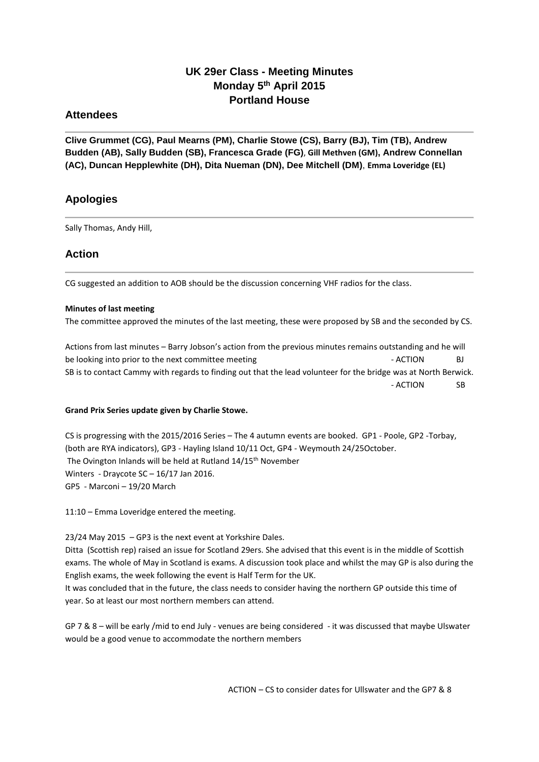# UK 29er Class - Meeting Minutes
# Monday 5th April 2015
# Portland House

## Attendees

**Clive Grummet (CG), Paul Mearns (PM), Charlie Stowe (CS), Barry (BJ), Tim (TB), Andrew Budden (AB), Sally Budden (SB), Francesca Grade (FG), Gill Methven (GM), Andrew Connellan (AC), Duncan Hepplewhite (DH), Dita Nueman (DN), Dee Mitchell (DM), Emma Loveridge (EL)**

## Apologies

Sally Thomas, Andy Hill,

## Action

CG suggested an addition to AOB should be the discussion concerning VHF radios for the class.

**Minutes of last meeting**

The committee approved the minutes of the last meeting, these were proposed by SB and the seconded by CS.

Actions from last minutes – Barry Jobson's action from the previous minutes remains outstanding and he will be looking into prior to the next committee meeting - ACTION BJ

SB is to contact Cammy with regards to finding out that the lead volunteer for the bridge was at North Berwick. - ACTION SB

**Grand Prix Series update given by Charlie Stowe.**

CS is progressing with the 2015/2016 Series – The 4 autumn events are booked. GP1 - Poole, GP2 -Torbay, (both are RYA indicators), GP3 - Hayling Island 10/11 Oct, GP4 - Weymouth 24/25October.
The Ovington Inlands will be held at Rutland 14/15th November
Winters - Draycote SC – 16/17 Jan 2016.
GP5 - Marconi – 19/20 March

11:10 – Emma Loveridge entered the meeting.

23/24 May 2015 – GP3 is the next event at Yorkshire Dales.
Ditta (Scottish rep) raised an issue for Scotland 29ers. She advised that this event is in the middle of Scottish exams. The whole of May in Scotland is exams. A discussion took place and whilst the may GP is also during the English exams, the week following the event is Half Term for the UK.
It was concluded that in the future, the class needs to consider having the northern GP outside this time of year. So at least our most northern members can attend.

GP 7 & 8 – will be early /mid to end July - venues are being considered - it was discussed that maybe Ulswater would be a good venue to accommodate the northern members

ACTION – CS to consider dates for Ullswater and the GP7 & 8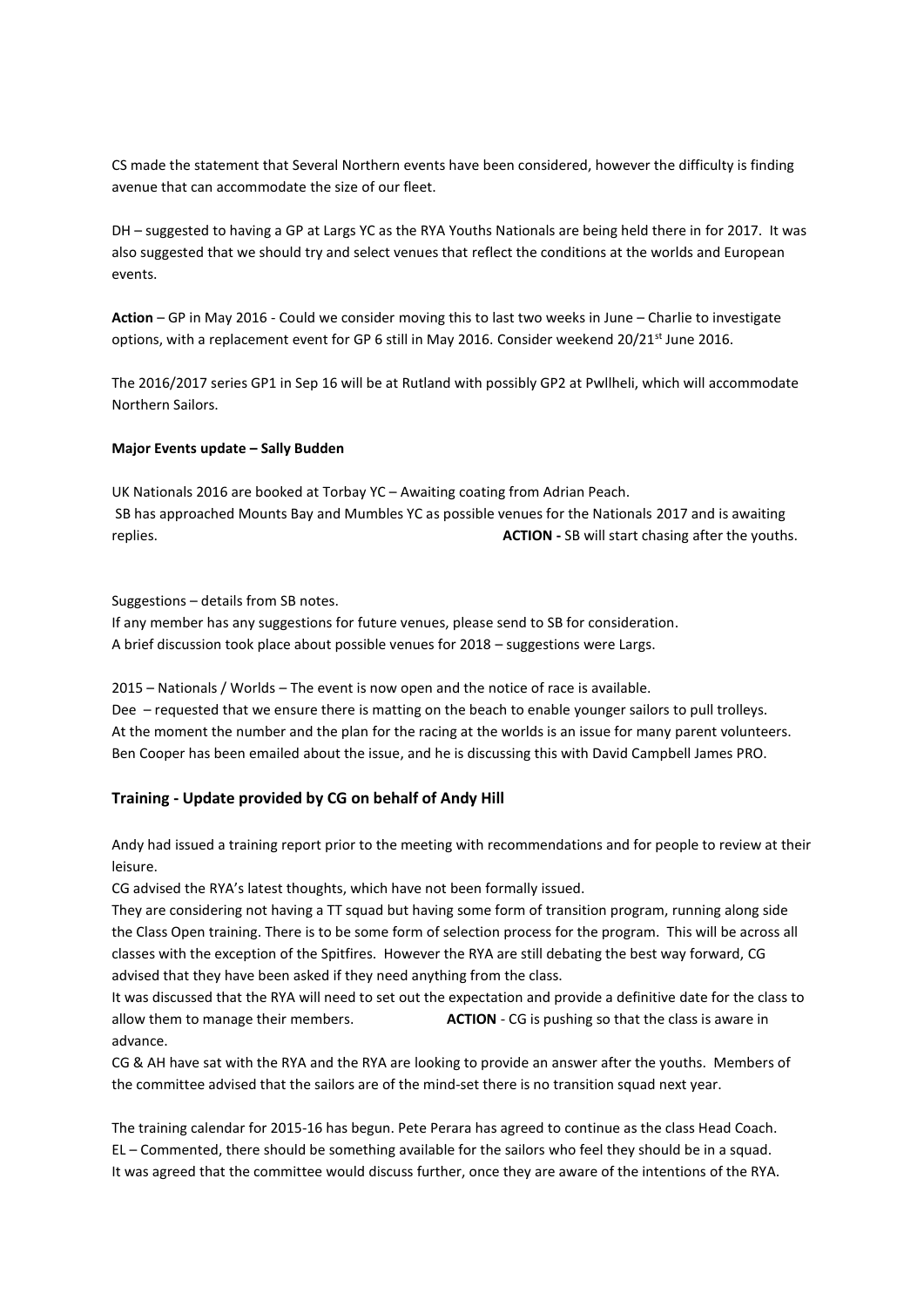CS made the statement that Several Northern events have been considered, however the difficulty is finding avenue that can accommodate the size of our fleet.

DH – suggested to having a GP at Largs YC as the RYA Youths Nationals are being held there in for 2017. It was also suggested that we should try and select venues that reflect the conditions at the worlds and European events.

**Action** – GP in May 2016 - Could we consider moving this to last two weeks in June – Charlie to investigate options, with a replacement event for GP 6 still in May 2016. Consider weekend 20/21st June 2016.

The 2016/2017 series GP1 in Sep 16 will be at Rutland with possibly GP2 at Pwllheli, which will accommodate Northern Sailors.

**Major Events update – Sally Budden**

UK Nationals 2016 are booked at Torbay YC – Awaiting coating from Adrian Peach.
SB has approached Mounts Bay and Mumbles YC as possible venues for the Nationals 2017 and is awaiting replies. **ACTION -** SB will start chasing after the youths.

Suggestions – details from SB notes.
If any member has any suggestions for future venues, please send to SB for consideration.
A brief discussion took place about possible venues for 2018 – suggestions were Largs.

2015 – Nationals / Worlds – The event is now open and the notice of race is available.
Dee – requested that we ensure there is matting on the beach to enable younger sailors to pull trolleys.
At the moment the number and the plan for the racing at the worlds is an issue for many parent volunteers.
Ben Cooper has been emailed about the issue, and he is discussing this with David Campbell James PRO.

## Training - Update provided by CG on behalf of Andy Hill

Andy had issued a training report prior to the meeting with recommendations and for people to review at their leisure.
CG advised the RYA's latest thoughts, which have not been formally issued.
They are considering not having a TT squad but having some form of transition program, running along side the Class Open training. There is to be some form of selection process for the program. This will be across all classes with the exception of the Spitfires. However the RYA are still debating the best way forward, CG advised that they have been asked if they need anything from the class.
It was discussed that the RYA will need to set out the expectation and provide a definitive date for the class to allow them to manage their members. **ACTION** - CG is pushing so that the class is aware in advance.
CG & AH have sat with the RYA and the RYA are looking to provide an answer after the youths. Members of the committee advised that the sailors are of the mind-set there is no transition squad next year.

The training calendar for 2015-16 has begun. Pete Perara has agreed to continue as the class Head Coach.
EL – Commented, there should be something available for the sailors who feel they should be in a squad.
It was agreed that the committee would discuss further, once they are aware of the intentions of the RYA.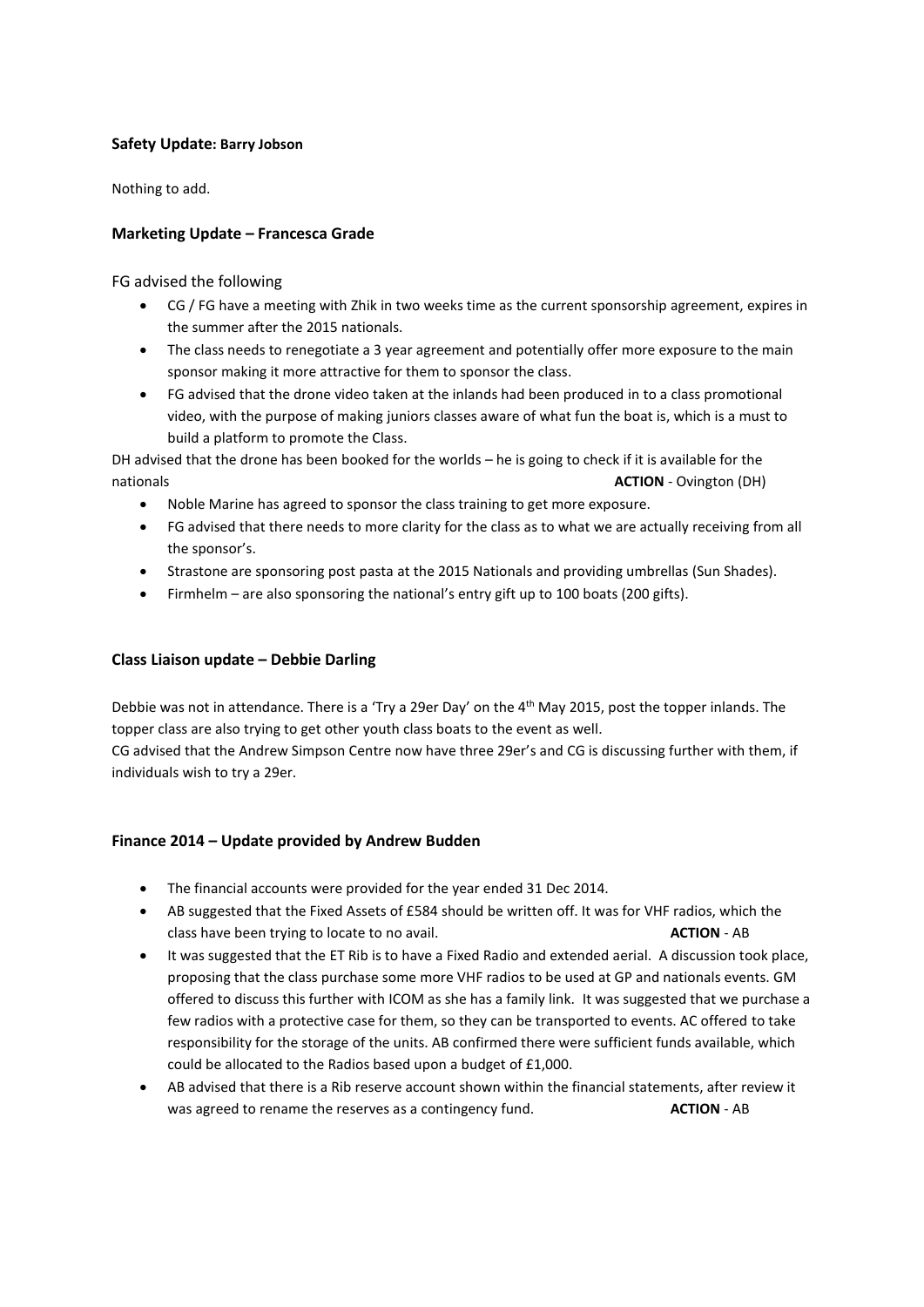**Safety Update: Barry Jobson**

Nothing to add.

**Marketing Update – Francesca Grade**

FG advised the following

- CG / FG have a meeting with Zhik in two weeks time as the current sponsorship agreement, expires in the summer after the 2015 nationals.
- The class needs to renegotiate a 3 year agreement and potentially offer more exposure to the main sponsor making it more attractive for them to sponsor the class.
- FG advised that the drone video taken at the inlands had been produced in to a class promotional video, with the purpose of making juniors classes aware of what fun the boat is, which is a must to build a platform to promote the Class.

DH advised that the drone has been booked for the worlds – he is going to check if it is available for the nationals **ACTION** - Ovington (DH)

- Noble Marine has agreed to sponsor the class training to get more exposure.
- FG advised that there needs to more clarity for the class as to what we are actually receiving from all the sponsor's.
- Strastone are sponsoring post pasta at the 2015 Nationals and providing umbrellas (Sun Shades).
- Firmhelm – are also sponsoring the national's entry gift up to 100 boats (200 gifts).

**Class Liaison update – Debbie Darling**

Debbie was not in attendance. There is a 'Try a 29er Day' on the 4th May 2015, post the topper inlands. The topper class are also trying to get other youth class boats to the event as well.

CG advised that the Andrew Simpson Centre now have three 29er's and CG is discussing further with them, if individuals wish to try a 29er.

**Finance 2014 – Update provided by Andrew Budden**

- The financial accounts were provided for the year ended 31 Dec 2014.
- AB suggested that the Fixed Assets of £584 should be written off. It was for VHF radios, which the class have been trying to locate to no avail. **ACTION** - AB
- It was suggested that the ET Rib is to have a Fixed Radio and extended aerial. A discussion took place, proposing that the class purchase some more VHF radios to be used at GP and nationals events. GM offered to discuss this further with ICOM as she has a family link. It was suggested that we purchase a few radios with a protective case for them, so they can be transported to events. AC offered to take responsibility for the storage of the units. AB confirmed there were sufficient funds available, which could be allocated to the Radios based upon a budget of £1,000.
- AB advised that there is a Rib reserve account shown within the financial statements, after review it was agreed to rename the reserves as a contingency fund. **ACTION** - AB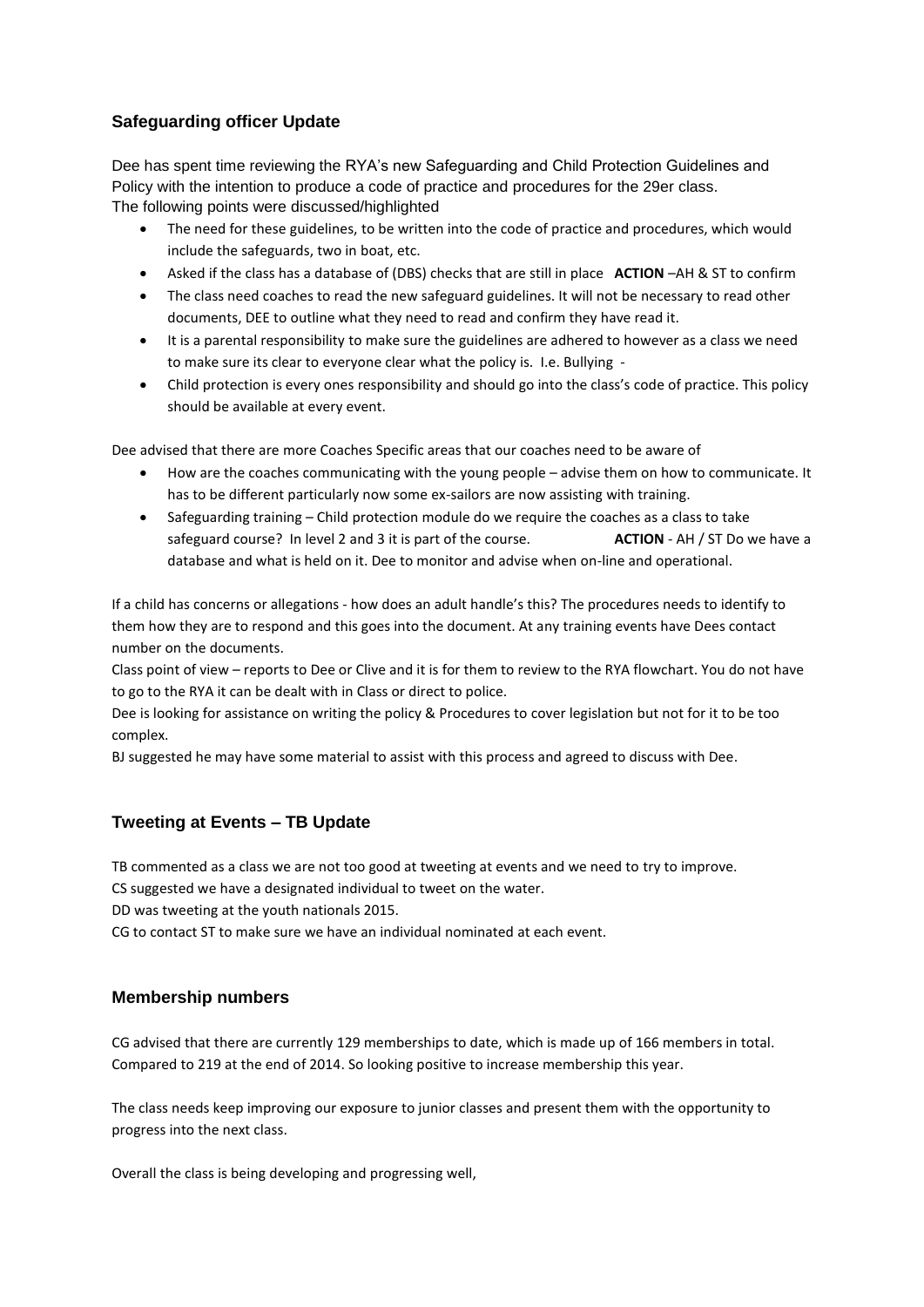## Safeguarding officer Update

Dee has spent time reviewing the RYA's new Safeguarding and Child Protection Guidelines and Policy with the intention to produce a code of practice and procedures for the 29er class.
The following points were discussed/highlighted

- The need for these guidelines, to be written into the code of practice and procedures, which would include the safeguards, two in boat, etc.
- Asked if the class has a database of (DBS) checks that are still in place **ACTION** –AH & ST to confirm
- The class need coaches to read the new safeguard guidelines. It will not be necessary to read other documents, DEE to outline what they need to read and confirm they have read it.
- It is a parental responsibility to make sure the guidelines are adhered to however as a class we need to make sure its clear to everyone clear what the policy is. I.e. Bullying -
- Child protection is every ones responsibility and should go into the class's code of practice. This policy should be available at every event.

Dee advised that there are more Coaches Specific areas that our coaches need to be aware of

- How are the coaches communicating with the young people – advise them on how to communicate. It has to be different particularly now some ex-sailors are now assisting with training.
- Safeguarding training – Child protection module do we require the coaches as a class to take safeguard course? In level 2 and 3 it is part of the course. **ACTION** - AH / ST Do we have a database and what is held on it. Dee to monitor and advise when on-line and operational.

If a child has concerns or allegations - how does an adult handle's this? The procedures needs to identify to them how they are to respond and this goes into the document. At any training events have Dees contact number on the documents.

Class point of view – reports to Dee or Clive and it is for them to review to the RYA flowchart. You do not have to go to the RYA it can be dealt with in Class or direct to police.

Dee is looking for assistance on writing the policy & Procedures to cover legislation but not for it to be too complex.

BJ suggested he may have some material to assist with this process and agreed to discuss with Dee.

## Tweeting at Events – TB Update

TB commented as a class we are not too good at tweeting at events and we need to try to improve.
CS suggested we have a designated individual to tweet on the water.
DD was tweeting at the youth nationals 2015.
CG to contact ST to make sure we have an individual nominated at each event.

## Membership numbers

CG advised that there are currently 129 memberships to date, which is made up of 166 members in total. Compared to 219 at the end of 2014. So looking positive to increase membership this year.

The class needs keep improving our exposure to junior classes and present them with the opportunity to progress into the next class.

Overall the class is being developing and progressing well,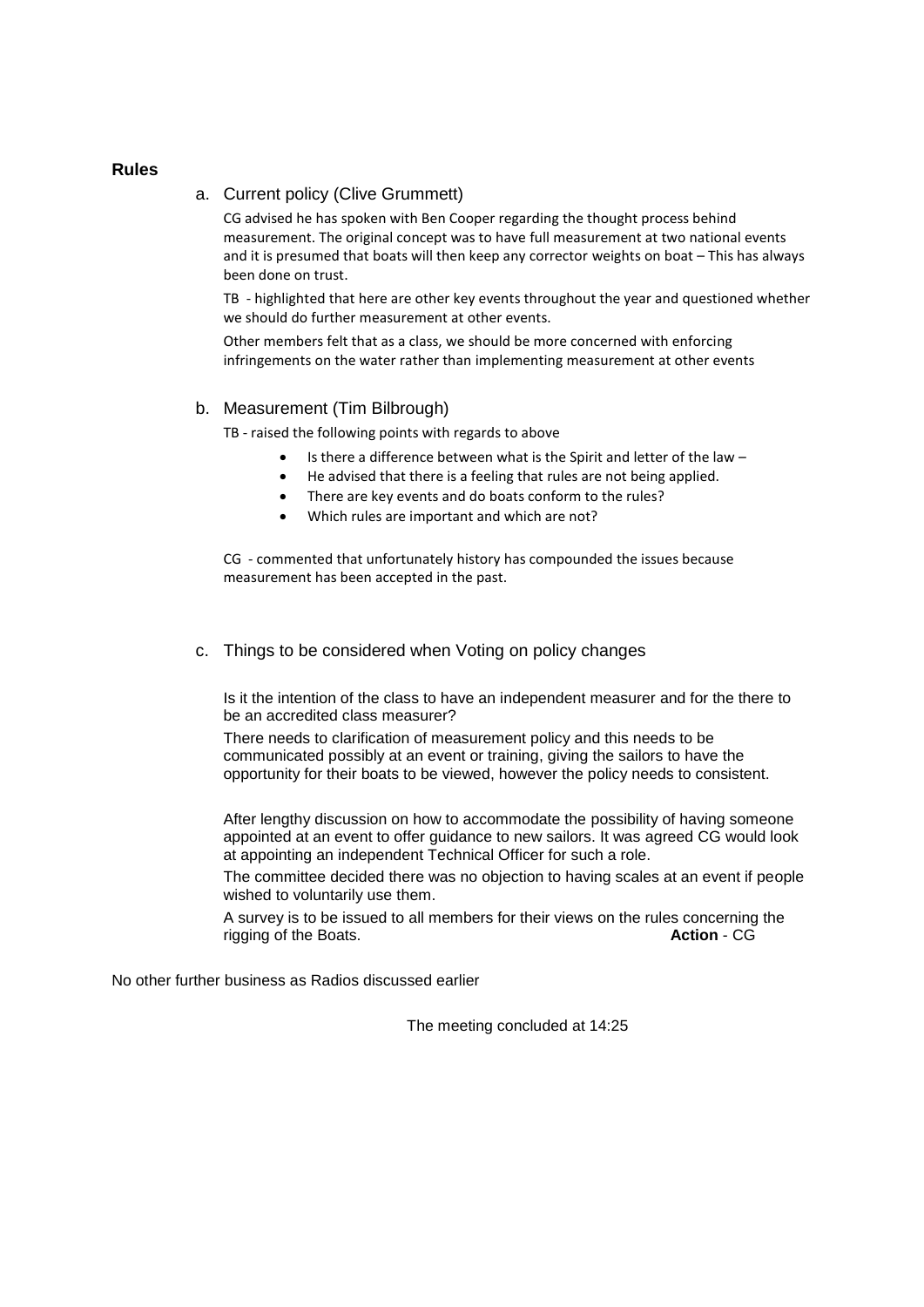## Rules

### a. Current policy (Clive Grummett)

CG advised he has spoken with Ben Cooper regarding the thought process behind measurement. The original concept was to have full measurement at two national events and it is presumed that boats will then keep any corrector weights on boat – This has always been done on trust.

TB - highlighted that here are other key events throughout the year and questioned whether we should do further measurement at other events.

Other members felt that as a class, we should be more concerned with enforcing infringements on the water rather than implementing measurement at other events

### b. Measurement (Tim Bilbrough)

TB - raised the following points with regards to above

- Is there a difference between what is the Spirit and letter of the law –
- He advised that there is a feeling that rules are not being applied.
- There are key events and do boats conform to the rules?
- Which rules are important and which are not?

CG - commented that unfortunately history has compounded the issues because measurement has been accepted in the past.

### c. Things to be considered when Voting on policy changes

Is it the intention of the class to have an independent measurer and for the there to be an accredited class measurer?

There needs to clarification of measurement policy and this needs to be communicated possibly at an event or training, giving the sailors to have the opportunity for their boats to be viewed, however the policy needs to consistent.

After lengthy discussion on how to accommodate the possibility of having someone appointed at an event to offer guidance to new sailors. It was agreed CG would look at appointing an independent Technical Officer for such a role.

The committee decided there was no objection to having scales at an event if people wished to voluntarily use them.

A survey is to be issued to all members for their views on the rules concerning the rigging of the Boats. **Action** - CG

No other further business as Radios discussed earlier

The meeting concluded at 14:25